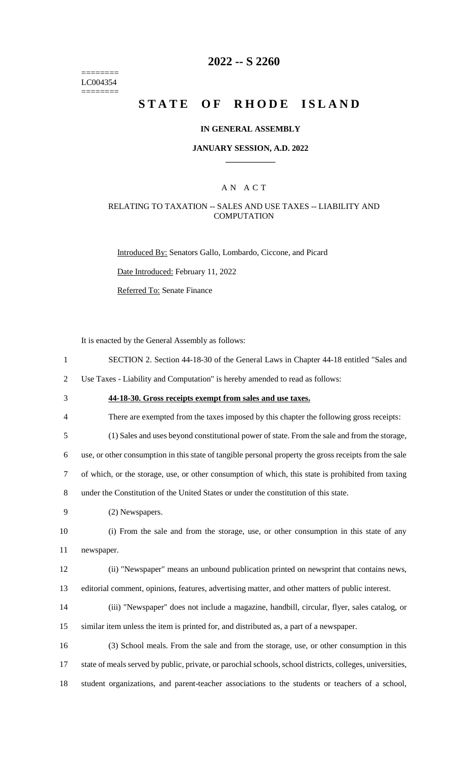========
LC004354
========

# 2022 -- S 2260

# STATE OF RHODE ISLAND

**IN GENERAL ASSEMBLY**

**JANUARY SESSION, A.D. 2022**

A N A C T

RELATING TO TAXATION -- SALES AND USE TAXES -- LIABILITY AND COMPUTATION

Introduced By: Senators Gallo, Lombardo, Ciccone, and Picard

Date Introduced: February 11, 2022

Referred To: Senate Finance

It is enacted by the General Assembly as follows:

SECTION 2. Section 44-18-30 of the General Laws in Chapter 44-18 entitled "Sales and Use Taxes - Liability and Computation" is hereby amended to read as follows:

**44-18-30. Gross receipts exempt from sales and use taxes.**

There are exempted from the taxes imposed by this chapter the following gross receipts:

(1) Sales and uses beyond constitutional power of state. From the sale and from the storage, use, or other consumption in this state of tangible personal property the gross receipts from the sale of which, or the storage, use, or other consumption of which, this state is prohibited from taxing under the Constitution of the United States or under the constitution of this state.

(2) Newspapers.

(i) From the sale and from the storage, use, or other consumption in this state of any newspaper.

(ii) "Newspaper" means an unbound publication printed on newsprint that contains news, editorial comment, opinions, features, advertising matter, and other matters of public interest.

(iii) "Newspaper" does not include a magazine, handbill, circular, flyer, sales catalog, or similar item unless the item is printed for, and distributed as, a part of a newspaper.

(3) School meals. From the sale and from the storage, use, or other consumption in this state of meals served by public, private, or parochial schools, school districts, colleges, universities, student organizations, and parent-teacher associations to the students or teachers of a school,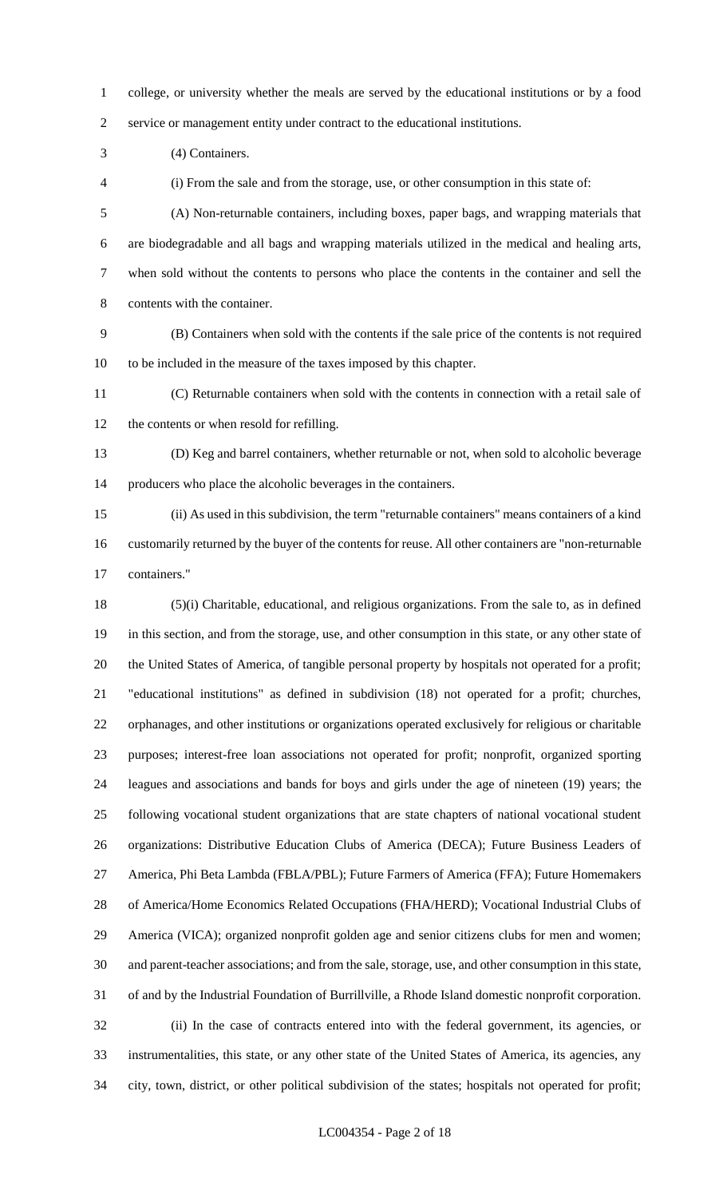college, or university whether the meals are served by the educational institutions or by a food service or management entity under contract to the educational institutions.

(4) Containers.

(i) From the sale and from the storage, use, or other consumption in this state of:

(A) Non-returnable containers, including boxes, paper bags, and wrapping materials that are biodegradable and all bags and wrapping materials utilized in the medical and healing arts, when sold without the contents to persons who place the contents in the container and sell the contents with the container.

(B) Containers when sold with the contents if the sale price of the contents is not required to be included in the measure of the taxes imposed by this chapter.

(C) Returnable containers when sold with the contents in connection with a retail sale of the contents or when resold for refilling.

(D) Keg and barrel containers, whether returnable or not, when sold to alcoholic beverage producers who place the alcoholic beverages in the containers.

(ii) As used in this subdivision, the term "returnable containers" means containers of a kind customarily returned by the buyer of the contents for reuse. All other containers are "non-returnable containers."

(5)(i) Charitable, educational, and religious organizations. From the sale to, as in defined in this section, and from the storage, use, and other consumption in this state, or any other state of the United States of America, of tangible personal property by hospitals not operated for a profit; "educational institutions" as defined in subdivision (18) not operated for a profit; churches, orphanages, and other institutions or organizations operated exclusively for religious or charitable purposes; interest-free loan associations not operated for profit; nonprofit, organized sporting leagues and associations and bands for boys and girls under the age of nineteen (19) years; the following vocational student organizations that are state chapters of national vocational student organizations: Distributive Education Clubs of America (DECA); Future Business Leaders of America, Phi Beta Lambda (FBLA/PBL); Future Farmers of America (FFA); Future Homemakers of America/Home Economics Related Occupations (FHA/HERD); Vocational Industrial Clubs of America (VICA); organized nonprofit golden age and senior citizens clubs for men and women; and parent-teacher associations; and from the sale, storage, use, and other consumption in this state, of and by the Industrial Foundation of Burrillville, a Rhode Island domestic nonprofit corporation.

(ii) In the case of contracts entered into with the federal government, its agencies, or instrumentalities, this state, or any other state of the United States of America, its agencies, any city, town, district, or other political subdivision of the states; hospitals not operated for profit;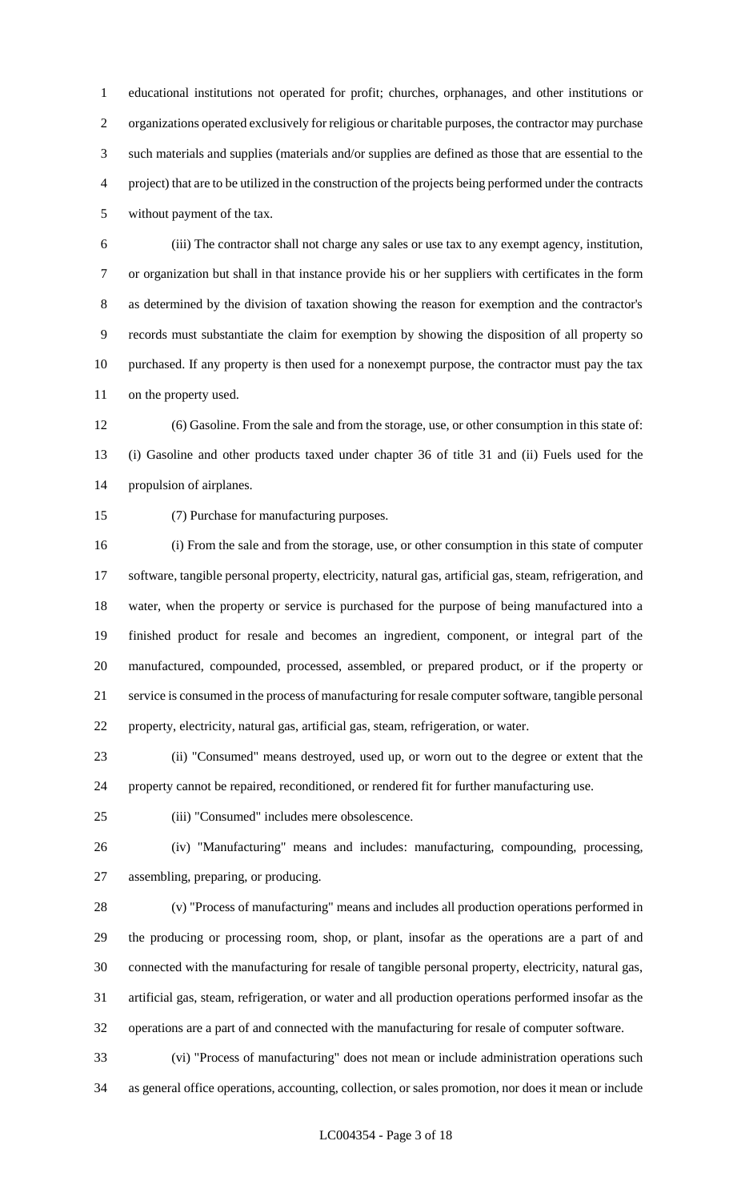educational institutions not operated for profit; churches, orphanages, and other institutions or organizations operated exclusively for religious or charitable purposes, the contractor may purchase such materials and supplies (materials and/or supplies are defined as those that are essential to the project) that are to be utilized in the construction of the projects being performed under the contracts without payment of the tax.

(iii) The contractor shall not charge any sales or use tax to any exempt agency, institution, or organization but shall in that instance provide his or her suppliers with certificates in the form as determined by the division of taxation showing the reason for exemption and the contractor's records must substantiate the claim for exemption by showing the disposition of all property so purchased. If any property is then used for a nonexempt purpose, the contractor must pay the tax on the property used.

(6) Gasoline. From the sale and from the storage, use, or other consumption in this state of: (i) Gasoline and other products taxed under chapter 36 of title 31 and (ii) Fuels used for the propulsion of airplanes.

(7) Purchase for manufacturing purposes.

(i) From the sale and from the storage, use, or other consumption in this state of computer software, tangible personal property, electricity, natural gas, artificial gas, steam, refrigeration, and water, when the property or service is purchased for the purpose of being manufactured into a finished product for resale and becomes an ingredient, component, or integral part of the manufactured, compounded, processed, assembled, or prepared product, or if the property or service is consumed in the process of manufacturing for resale computer software, tangible personal property, electricity, natural gas, artificial gas, steam, refrigeration, or water.

(ii) "Consumed" means destroyed, used up, or worn out to the degree or extent that the property cannot be repaired, reconditioned, or rendered fit for further manufacturing use.

(iii) "Consumed" includes mere obsolescence.

(iv) "Manufacturing" means and includes: manufacturing, compounding, processing, assembling, preparing, or producing.

(v) "Process of manufacturing" means and includes all production operations performed in the producing or processing room, shop, or plant, insofar as the operations are a part of and connected with the manufacturing for resale of tangible personal property, electricity, natural gas, artificial gas, steam, refrigeration, or water and all production operations performed insofar as the operations are a part of and connected with the manufacturing for resale of computer software.

(vi) "Process of manufacturing" does not mean or include administration operations such as general office operations, accounting, collection, or sales promotion, nor does it mean or include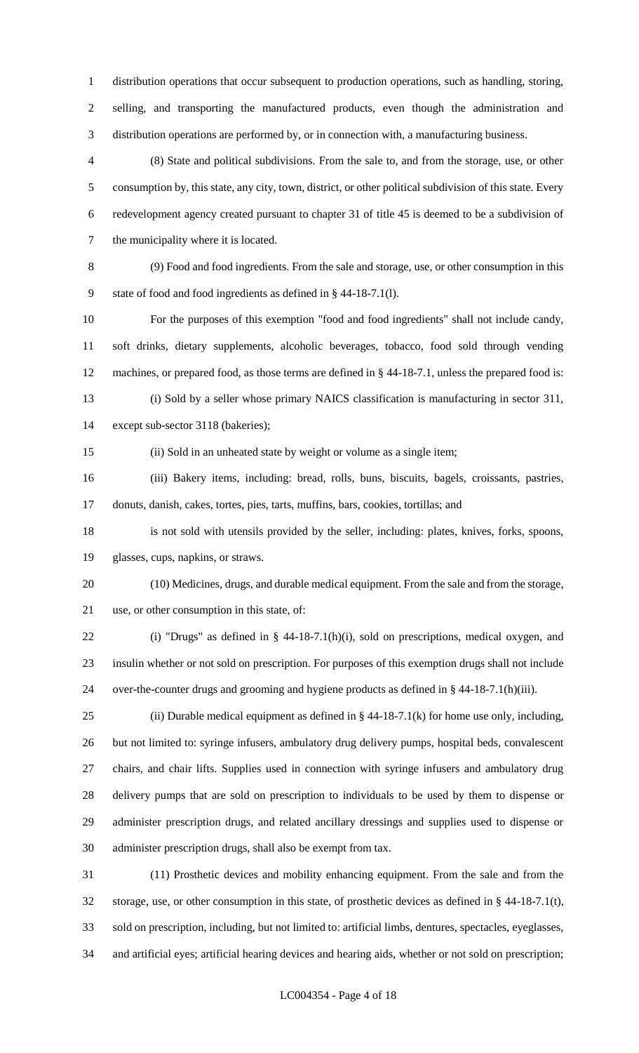distribution operations that occur subsequent to production operations, such as handling, storing, selling, and transporting the manufactured products, even though the administration and distribution operations are performed by, or in connection with, a manufacturing business.

(8) State and political subdivisions. From the sale to, and from the storage, use, or other consumption by, this state, any city, town, district, or other political subdivision of this state. Every redevelopment agency created pursuant to chapter 31 of title 45 is deemed to be a subdivision of the municipality where it is located.

(9) Food and food ingredients. From the sale and storage, use, or other consumption in this state of food and food ingredients as defined in § 44-18-7.1(l).

For the purposes of this exemption "food and food ingredients" shall not include candy, soft drinks, dietary supplements, alcoholic beverages, tobacco, food sold through vending machines, or prepared food, as those terms are defined in § 44-18-7.1, unless the prepared food is:

(i) Sold by a seller whose primary NAICS classification is manufacturing in sector 311, except sub-sector 3118 (bakeries);

(ii) Sold in an unheated state by weight or volume as a single item;

(iii) Bakery items, including: bread, rolls, buns, biscuits, bagels, croissants, pastries, donuts, danish, cakes, tortes, pies, tarts, muffins, bars, cookies, tortillas; and

is not sold with utensils provided by the seller, including: plates, knives, forks, spoons, glasses, cups, napkins, or straws.

(10) Medicines, drugs, and durable medical equipment. From the sale and from the storage, use, or other consumption in this state, of:

(i) "Drugs" as defined in § 44-18-7.1(h)(i), sold on prescriptions, medical oxygen, and insulin whether or not sold on prescription. For purposes of this exemption drugs shall not include over-the-counter drugs and grooming and hygiene products as defined in § 44-18-7.1(h)(iii).

(ii) Durable medical equipment as defined in § 44-18-7.1(k) for home use only, including, but not limited to: syringe infusers, ambulatory drug delivery pumps, hospital beds, convalescent chairs, and chair lifts. Supplies used in connection with syringe infusers and ambulatory drug delivery pumps that are sold on prescription to individuals to be used by them to dispense or administer prescription drugs, and related ancillary dressings and supplies used to dispense or administer prescription drugs, shall also be exempt from tax.

(11) Prosthetic devices and mobility enhancing equipment. From the sale and from the storage, use, or other consumption in this state, of prosthetic devices as defined in § 44-18-7.1(t), sold on prescription, including, but not limited to: artificial limbs, dentures, spectacles, eyeglasses, and artificial eyes; artificial hearing devices and hearing aids, whether or not sold on prescription;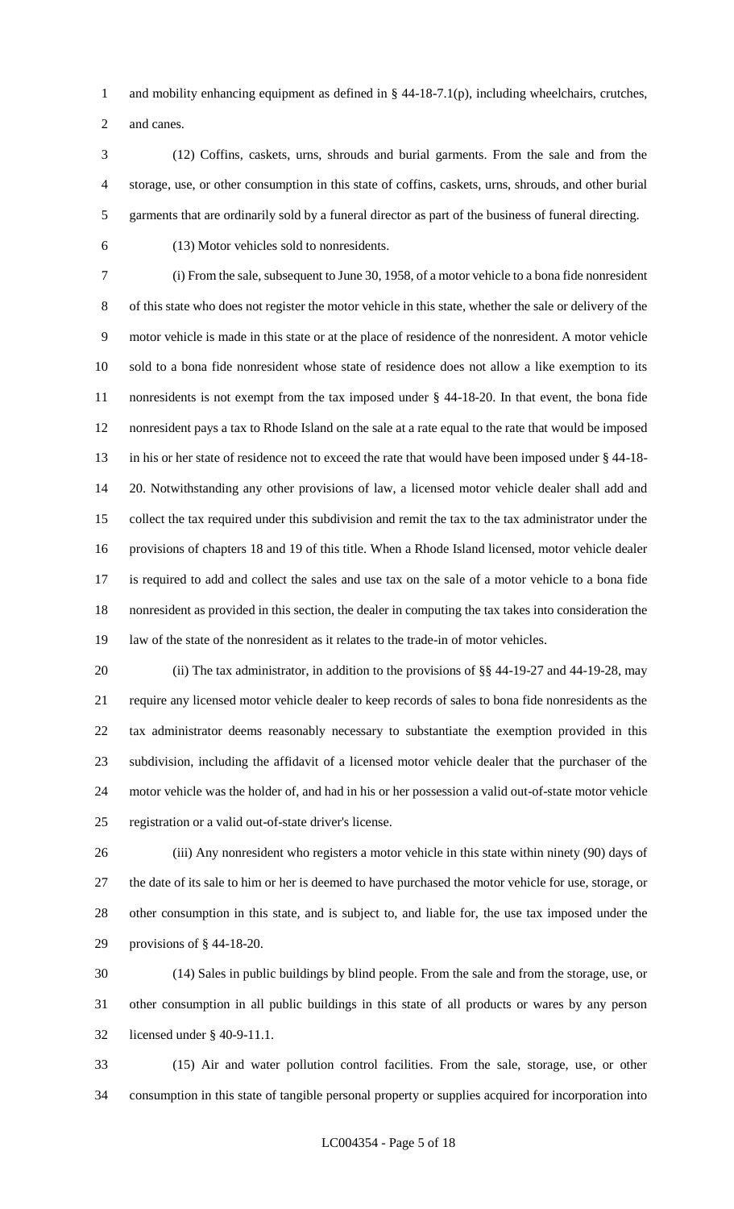and mobility enhancing equipment as defined in § 44-18-7.1(p), including wheelchairs, crutches, and canes.

(12) Coffins, caskets, urns, shrouds and burial garments. From the sale and from the storage, use, or other consumption in this state of coffins, caskets, urns, shrouds, and other burial garments that are ordinarily sold by a funeral director as part of the business of funeral directing.

(13) Motor vehicles sold to nonresidents.

(i) From the sale, subsequent to June 30, 1958, of a motor vehicle to a bona fide nonresident of this state who does not register the motor vehicle in this state, whether the sale or delivery of the motor vehicle is made in this state or at the place of residence of the nonresident. A motor vehicle sold to a bona fide nonresident whose state of residence does not allow a like exemption to its nonresidents is not exempt from the tax imposed under § 44-18-20. In that event, the bona fide nonresident pays a tax to Rhode Island on the sale at a rate equal to the rate that would be imposed in his or her state of residence not to exceed the rate that would have been imposed under § 44-18-20. Notwithstanding any other provisions of law, a licensed motor vehicle dealer shall add and collect the tax required under this subdivision and remit the tax to the tax administrator under the provisions of chapters 18 and 19 of this title. When a Rhode Island licensed, motor vehicle dealer is required to add and collect the sales and use tax on the sale of a motor vehicle to a bona fide nonresident as provided in this section, the dealer in computing the tax takes into consideration the law of the state of the nonresident as it relates to the trade-in of motor vehicles.

(ii) The tax administrator, in addition to the provisions of §§ 44-19-27 and 44-19-28, may require any licensed motor vehicle dealer to keep records of sales to bona fide nonresidents as the tax administrator deems reasonably necessary to substantiate the exemption provided in this subdivision, including the affidavit of a licensed motor vehicle dealer that the purchaser of the motor vehicle was the holder of, and had in his or her possession a valid out-of-state motor vehicle registration or a valid out-of-state driver's license.

(iii) Any nonresident who registers a motor vehicle in this state within ninety (90) days of the date of its sale to him or her is deemed to have purchased the motor vehicle for use, storage, or other consumption in this state, and is subject to, and liable for, the use tax imposed under the provisions of § 44-18-20.

(14) Sales in public buildings by blind people. From the sale and from the storage, use, or other consumption in all public buildings in this state of all products or wares by any person licensed under § 40-9-11.1.

(15) Air and water pollution control facilities. From the sale, storage, use, or other consumption in this state of tangible personal property or supplies acquired for incorporation into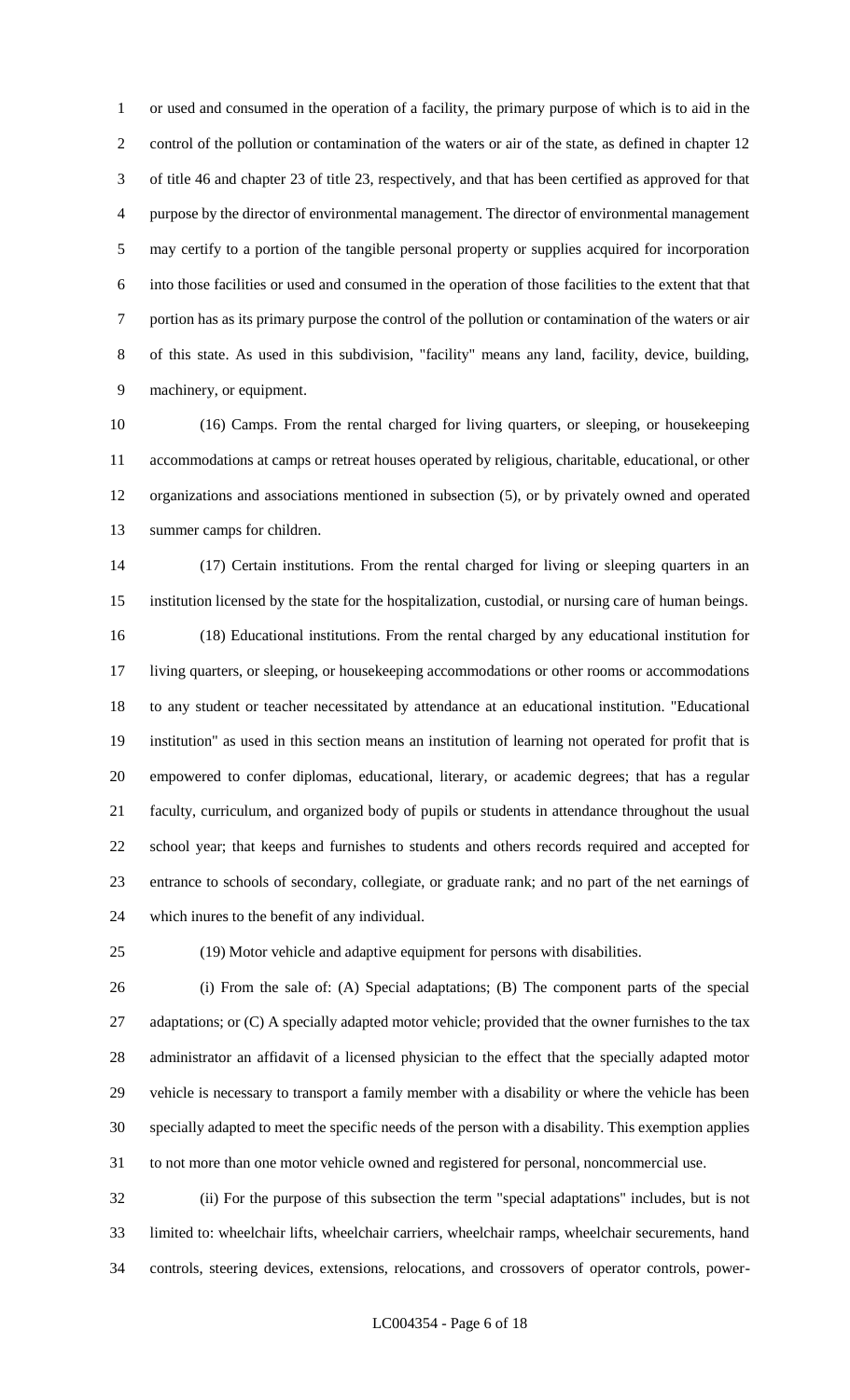or used and consumed in the operation of a facility, the primary purpose of which is to aid in the control of the pollution or contamination of the waters or air of the state, as defined in chapter 12 of title 46 and chapter 23 of title 23, respectively, and that has been certified as approved for that purpose by the director of environmental management. The director of environmental management may certify to a portion of the tangible personal property or supplies acquired for incorporation into those facilities or used and consumed in the operation of those facilities to the extent that that portion has as its primary purpose the control of the pollution or contamination of the waters or air of this state. As used in this subdivision, "facility" means any land, facility, device, building, machinery, or equipment.

(16) Camps. From the rental charged for living quarters, or sleeping, or housekeeping accommodations at camps or retreat houses operated by religious, charitable, educational, or other organizations and associations mentioned in subsection (5), or by privately owned and operated summer camps for children.

(17) Certain institutions. From the rental charged for living or sleeping quarters in an institution licensed by the state for the hospitalization, custodial, or nursing care of human beings.

(18) Educational institutions. From the rental charged by any educational institution for living quarters, or sleeping, or housekeeping accommodations or other rooms or accommodations to any student or teacher necessitated by attendance at an educational institution. "Educational institution" as used in this section means an institution of learning not operated for profit that is empowered to confer diplomas, educational, literary, or academic degrees; that has a regular faculty, curriculum, and organized body of pupils or students in attendance throughout the usual school year; that keeps and furnishes to students and others records required and accepted for entrance to schools of secondary, collegiate, or graduate rank; and no part of the net earnings of which inures to the benefit of any individual.

(19) Motor vehicle and adaptive equipment for persons with disabilities.

(i) From the sale of: (A) Special adaptations; (B) The component parts of the special adaptations; or (C) A specially adapted motor vehicle; provided that the owner furnishes to the tax administrator an affidavit of a licensed physician to the effect that the specially adapted motor vehicle is necessary to transport a family member with a disability or where the vehicle has been specially adapted to meet the specific needs of the person with a disability. This exemption applies to not more than one motor vehicle owned and registered for personal, noncommercial use.

(ii) For the purpose of this subsection the term "special adaptations" includes, but is not limited to: wheelchair lifts, wheelchair carriers, wheelchair ramps, wheelchair securements, hand controls, steering devices, extensions, relocations, and crossovers of operator controls, power-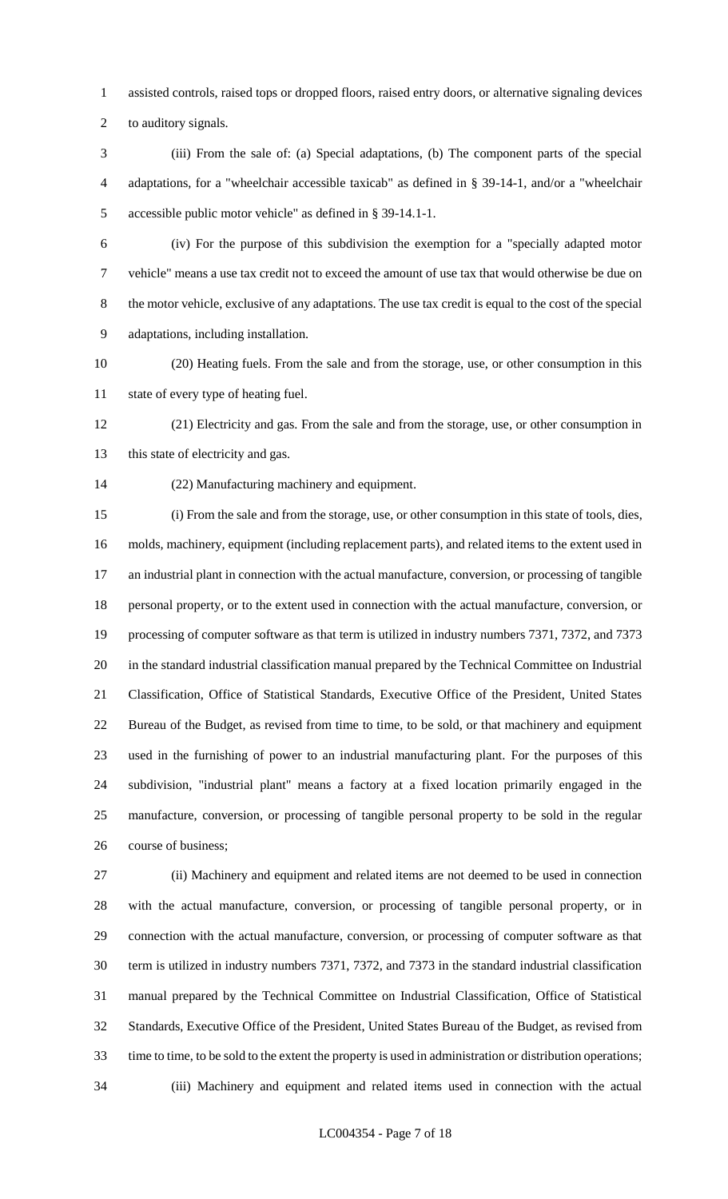assisted controls, raised tops or dropped floors, raised entry doors, or alternative signaling devices to auditory signals.

(iii) From the sale of: (a) Special adaptations, (b) The component parts of the special adaptations, for a "wheelchair accessible taxicab" as defined in § 39-14-1, and/or a "wheelchair accessible public motor vehicle" as defined in § 39-14.1-1.

(iv) For the purpose of this subdivision the exemption for a "specially adapted motor vehicle" means a use tax credit not to exceed the amount of use tax that would otherwise be due on the motor vehicle, exclusive of any adaptations. The use tax credit is equal to the cost of the special adaptations, including installation.

(20) Heating fuels. From the sale and from the storage, use, or other consumption in this state of every type of heating fuel.

(21) Electricity and gas. From the sale and from the storage, use, or other consumption in this state of electricity and gas.

(22) Manufacturing machinery and equipment.

(i) From the sale and from the storage, use, or other consumption in this state of tools, dies, molds, machinery, equipment (including replacement parts), and related items to the extent used in an industrial plant in connection with the actual manufacture, conversion, or processing of tangible personal property, or to the extent used in connection with the actual manufacture, conversion, or processing of computer software as that term is utilized in industry numbers 7371, 7372, and 7373 in the standard industrial classification manual prepared by the Technical Committee on Industrial Classification, Office of Statistical Standards, Executive Office of the President, United States Bureau of the Budget, as revised from time to time, to be sold, or that machinery and equipment used in the furnishing of power to an industrial manufacturing plant. For the purposes of this subdivision, "industrial plant" means a factory at a fixed location primarily engaged in the manufacture, conversion, or processing of tangible personal property to be sold in the regular course of business;

(ii) Machinery and equipment and related items are not deemed to be used in connection with the actual manufacture, conversion, or processing of tangible personal property, or in connection with the actual manufacture, conversion, or processing of computer software as that term is utilized in industry numbers 7371, 7372, and 7373 in the standard industrial classification manual prepared by the Technical Committee on Industrial Classification, Office of Statistical Standards, Executive Office of the President, United States Bureau of the Budget, as revised from time to time, to be sold to the extent the property is used in administration or distribution operations;

(iii) Machinery and equipment and related items used in connection with the actual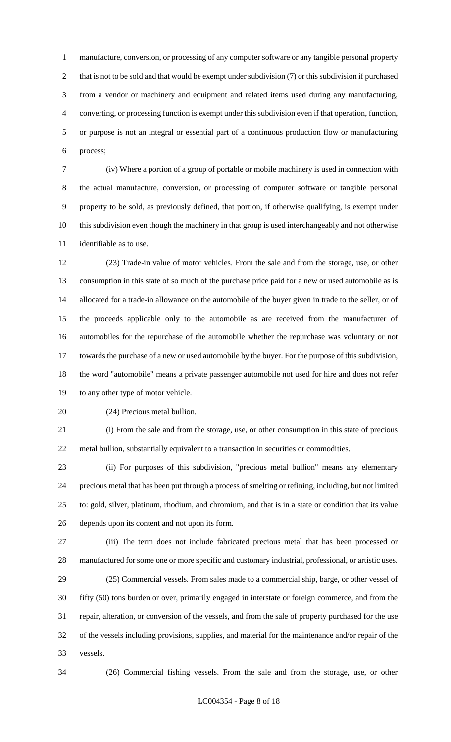manufacture, conversion, or processing of any computer software or any tangible personal property that is not to be sold and that would be exempt under subdivision (7) or this subdivision if purchased from a vendor or machinery and equipment and related items used during any manufacturing, converting, or processing function is exempt under this subdivision even if that operation, function, or purpose is not an integral or essential part of a continuous production flow or manufacturing process;

(iv) Where a portion of a group of portable or mobile machinery is used in connection with the actual manufacture, conversion, or processing of computer software or tangible personal property to be sold, as previously defined, that portion, if otherwise qualifying, is exempt under this subdivision even though the machinery in that group is used interchangeably and not otherwise identifiable as to use.

(23) Trade-in value of motor vehicles. From the sale and from the storage, use, or other consumption in this state of so much of the purchase price paid for a new or used automobile as is allocated for a trade-in allowance on the automobile of the buyer given in trade to the seller, or of the proceeds applicable only to the automobile as are received from the manufacturer of automobiles for the repurchase of the automobile whether the repurchase was voluntary or not towards the purchase of a new or used automobile by the buyer. For the purpose of this subdivision, the word "automobile" means a private passenger automobile not used for hire and does not refer to any other type of motor vehicle.

(24) Precious metal bullion.

(i) From the sale and from the storage, use, or other consumption in this state of precious metal bullion, substantially equivalent to a transaction in securities or commodities.

(ii) For purposes of this subdivision, "precious metal bullion" means any elementary precious metal that has been put through a process of smelting or refining, including, but not limited to: gold, silver, platinum, rhodium, and chromium, and that is in a state or condition that its value depends upon its content and not upon its form.

(iii) The term does not include fabricated precious metal that has been processed or manufactured for some one or more specific and customary industrial, professional, or artistic uses.

(25) Commercial vessels. From sales made to a commercial ship, barge, or other vessel of fifty (50) tons burden or over, primarily engaged in interstate or foreign commerce, and from the repair, alteration, or conversion of the vessels, and from the sale of property purchased for the use of the vessels including provisions, supplies, and material for the maintenance and/or repair of the vessels.

(26) Commercial fishing vessels. From the sale and from the storage, use, or other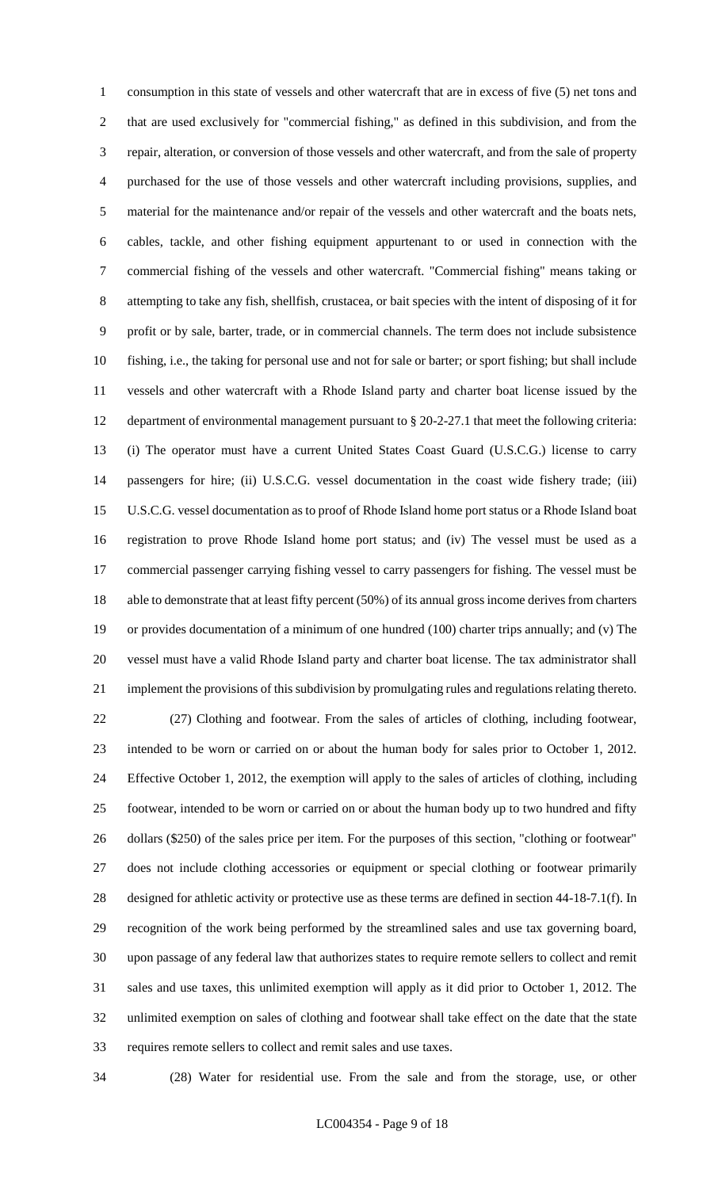consumption in this state of vessels and other watercraft that are in excess of five (5) net tons and that are used exclusively for "commercial fishing," as defined in this subdivision, and from the repair, alteration, or conversion of those vessels and other watercraft, and from the sale of property purchased for the use of those vessels and other watercraft including provisions, supplies, and material for the maintenance and/or repair of the vessels and other watercraft and the boats nets, cables, tackle, and other fishing equipment appurtenant to or used in connection with the commercial fishing of the vessels and other watercraft. "Commercial fishing" means taking or attempting to take any fish, shellfish, crustacea, or bait species with the intent of disposing of it for profit or by sale, barter, trade, or in commercial channels. The term does not include subsistence fishing, i.e., the taking for personal use and not for sale or barter; or sport fishing; but shall include vessels and other watercraft with a Rhode Island party and charter boat license issued by the department of environmental management pursuant to § 20-2-27.1 that meet the following criteria: (i) The operator must have a current United States Coast Guard (U.S.C.G.) license to carry passengers for hire; (ii) U.S.C.G. vessel documentation in the coast wide fishery trade; (iii) U.S.C.G. vessel documentation as to proof of Rhode Island home port status or a Rhode Island boat registration to prove Rhode Island home port status; and (iv) The vessel must be used as a commercial passenger carrying fishing vessel to carry passengers for fishing. The vessel must be able to demonstrate that at least fifty percent (50%) of its annual gross income derives from charters or provides documentation of a minimum of one hundred (100) charter trips annually; and (v) The vessel must have a valid Rhode Island party and charter boat license. The tax administrator shall implement the provisions of this subdivision by promulgating rules and regulations relating thereto.

(27) Clothing and footwear. From the sales of articles of clothing, including footwear, intended to be worn or carried on or about the human body for sales prior to October 1, 2012. Effective October 1, 2012, the exemption will apply to the sales of articles of clothing, including footwear, intended to be worn or carried on or about the human body up to two hundred and fifty dollars ($250) of the sales price per item. For the purposes of this section, "clothing or footwear" does not include clothing accessories or equipment or special clothing or footwear primarily designed for athletic activity or protective use as these terms are defined in section 44-18-7.1(f). In recognition of the work being performed by the streamlined sales and use tax governing board, upon passage of any federal law that authorizes states to require remote sellers to collect and remit sales and use taxes, this unlimited exemption will apply as it did prior to October 1, 2012. The unlimited exemption on sales of clothing and footwear shall take effect on the date that the state requires remote sellers to collect and remit sales and use taxes.

(28) Water for residential use. From the sale and from the storage, use, or other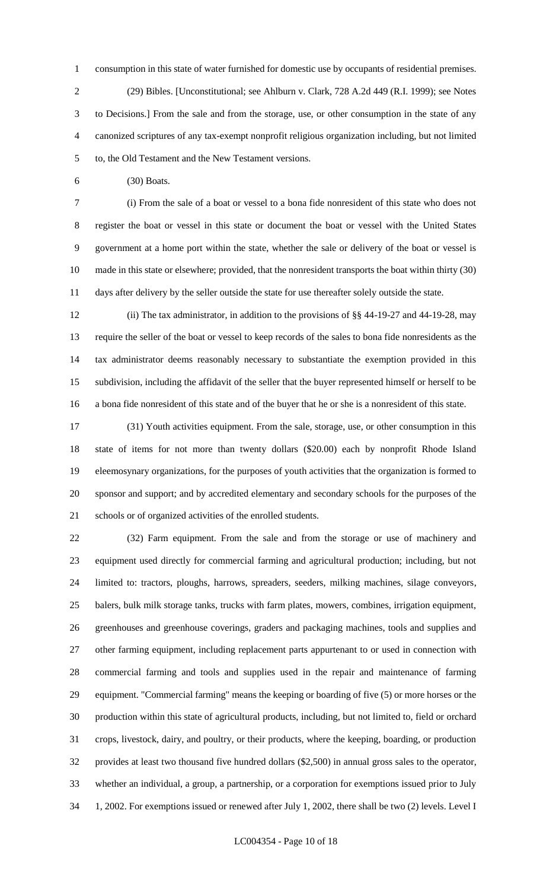consumption in this state of water furnished for domestic use by occupants of residential premises.

(29) Bibles. [Unconstitutional; see Ahlburn v. Clark, 728 A.2d 449 (R.I. 1999); see Notes to Decisions.] From the sale and from the storage, use, or other consumption in the state of any canonized scriptures of any tax-exempt nonprofit religious organization including, but not limited to, the Old Testament and the New Testament versions.

(30) Boats.

(i) From the sale of a boat or vessel to a bona fide nonresident of this state who does not register the boat or vessel in this state or document the boat or vessel with the United States government at a home port within the state, whether the sale or delivery of the boat or vessel is made in this state or elsewhere; provided, that the nonresident transports the boat within thirty (30) days after delivery by the seller outside the state for use thereafter solely outside the state.

(ii) The tax administrator, in addition to the provisions of §§ 44-19-27 and 44-19-28, may require the seller of the boat or vessel to keep records of the sales to bona fide nonresidents as the tax administrator deems reasonably necessary to substantiate the exemption provided in this subdivision, including the affidavit of the seller that the buyer represented himself or herself to be a bona fide nonresident of this state and of the buyer that he or she is a nonresident of this state.

(31) Youth activities equipment. From the sale, storage, use, or other consumption in this state of items for not more than twenty dollars ($20.00) each by nonprofit Rhode Island eleemosynary organizations, for the purposes of youth activities that the organization is formed to sponsor and support; and by accredited elementary and secondary schools for the purposes of the schools or of organized activities of the enrolled students.

(32) Farm equipment. From the sale and from the storage or use of machinery and equipment used directly for commercial farming and agricultural production; including, but not limited to: tractors, ploughs, harrows, spreaders, seeders, milking machines, silage conveyors, balers, bulk milk storage tanks, trucks with farm plates, mowers, combines, irrigation equipment, greenhouses and greenhouse coverings, graders and packaging machines, tools and supplies and other farming equipment, including replacement parts appurtenant to or used in connection with commercial farming and tools and supplies used in the repair and maintenance of farming equipment. "Commercial farming" means the keeping or boarding of five (5) or more horses or the production within this state of agricultural products, including, but not limited to, field or orchard crops, livestock, dairy, and poultry, or their products, where the keeping, boarding, or production provides at least two thousand five hundred dollars ($2,500) in annual gross sales to the operator, whether an individual, a group, a partnership, or a corporation for exemptions issued prior to July 1, 2002. For exemptions issued or renewed after July 1, 2002, there shall be two (2) levels. Level I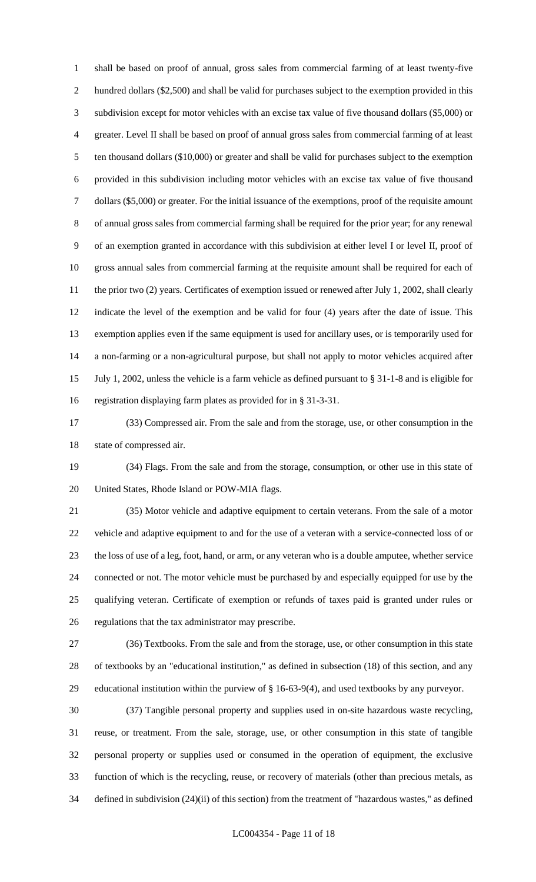shall be based on proof of annual, gross sales from commercial farming of at least twenty-five hundred dollars ($2,500) and shall be valid for purchases subject to the exemption provided in this subdivision except for motor vehicles with an excise tax value of five thousand dollars ($5,000) or greater. Level II shall be based on proof of annual gross sales from commercial farming of at least ten thousand dollars ($10,000) or greater and shall be valid for purchases subject to the exemption provided in this subdivision including motor vehicles with an excise tax value of five thousand dollars ($5,000) or greater. For the initial issuance of the exemptions, proof of the requisite amount of annual gross sales from commercial farming shall be required for the prior year; for any renewal of an exemption granted in accordance with this subdivision at either level I or level II, proof of gross annual sales from commercial farming at the requisite amount shall be required for each of the prior two (2) years. Certificates of exemption issued or renewed after July 1, 2002, shall clearly indicate the level of the exemption and be valid for four (4) years after the date of issue. This exemption applies even if the same equipment is used for ancillary uses, or is temporarily used for a non-farming or a non-agricultural purpose, but shall not apply to motor vehicles acquired after July 1, 2002, unless the vehicle is a farm vehicle as defined pursuant to § 31-1-8 and is eligible for registration displaying farm plates as provided for in § 31-3-31.

(33) Compressed air. From the sale and from the storage, use, or other consumption in the state of compressed air.

(34) Flags. From the sale and from the storage, consumption, or other use in this state of United States, Rhode Island or POW-MIA flags.

(35) Motor vehicle and adaptive equipment to certain veterans. From the sale of a motor vehicle and adaptive equipment to and for the use of a veteran with a service-connected loss of or the loss of use of a leg, foot, hand, or arm, or any veteran who is a double amputee, whether service connected or not. The motor vehicle must be purchased by and especially equipped for use by the qualifying veteran. Certificate of exemption or refunds of taxes paid is granted under rules or regulations that the tax administrator may prescribe.

(36) Textbooks. From the sale and from the storage, use, or other consumption in this state of textbooks by an "educational institution," as defined in subsection (18) of this section, and any educational institution within the purview of § 16-63-9(4), and used textbooks by any purveyor.

(37) Tangible personal property and supplies used in on-site hazardous waste recycling, reuse, or treatment. From the sale, storage, use, or other consumption in this state of tangible personal property or supplies used or consumed in the operation of equipment, the exclusive function of which is the recycling, reuse, or recovery of materials (other than precious metals, as defined in subdivision (24)(ii) of this section) from the treatment of "hazardous wastes," as defined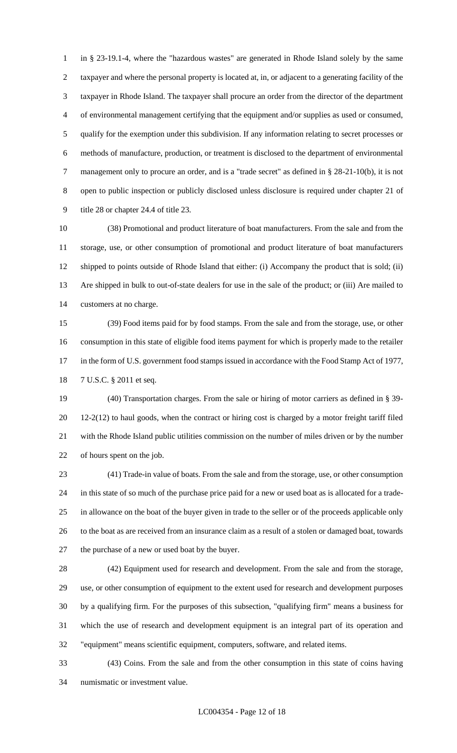in § 23-19.1-4, where the "hazardous wastes" are generated in Rhode Island solely by the same taxpayer and where the personal property is located at, in, or adjacent to a generating facility of the taxpayer in Rhode Island. The taxpayer shall procure an order from the director of the department of environmental management certifying that the equipment and/or supplies as used or consumed, qualify for the exemption under this subdivision. If any information relating to secret processes or methods of manufacture, production, or treatment is disclosed to the department of environmental management only to procure an order, and is a "trade secret" as defined in § 28-21-10(b), it is not open to public inspection or publicly disclosed unless disclosure is required under chapter 21 of title 28 or chapter 24.4 of title 23.

(38) Promotional and product literature of boat manufacturers. From the sale and from the storage, use, or other consumption of promotional and product literature of boat manufacturers shipped to points outside of Rhode Island that either: (i) Accompany the product that is sold; (ii) Are shipped in bulk to out-of-state dealers for use in the sale of the product; or (iii) Are mailed to customers at no charge.

(39) Food items paid for by food stamps. From the sale and from the storage, use, or other consumption in this state of eligible food items payment for which is properly made to the retailer in the form of U.S. government food stamps issued in accordance with the Food Stamp Act of 1977, 7 U.S.C. § 2011 et seq.

(40) Transportation charges. From the sale or hiring of motor carriers as defined in § 39-12-2(12) to haul goods, when the contract or hiring cost is charged by a motor freight tariff filed with the Rhode Island public utilities commission on the number of miles driven or by the number of hours spent on the job.

(41) Trade-in value of boats. From the sale and from the storage, use, or other consumption in this state of so much of the purchase price paid for a new or used boat as is allocated for a trade-in allowance on the boat of the buyer given in trade to the seller or of the proceeds applicable only to the boat as are received from an insurance claim as a result of a stolen or damaged boat, towards the purchase of a new or used boat by the buyer.

(42) Equipment used for research and development. From the sale and from the storage, use, or other consumption of equipment to the extent used for research and development purposes by a qualifying firm. For the purposes of this subsection, "qualifying firm" means a business for which the use of research and development equipment is an integral part of its operation and "equipment" means scientific equipment, computers, software, and related items.

(43) Coins. From the sale and from the other consumption in this state of coins having numismatic or investment value.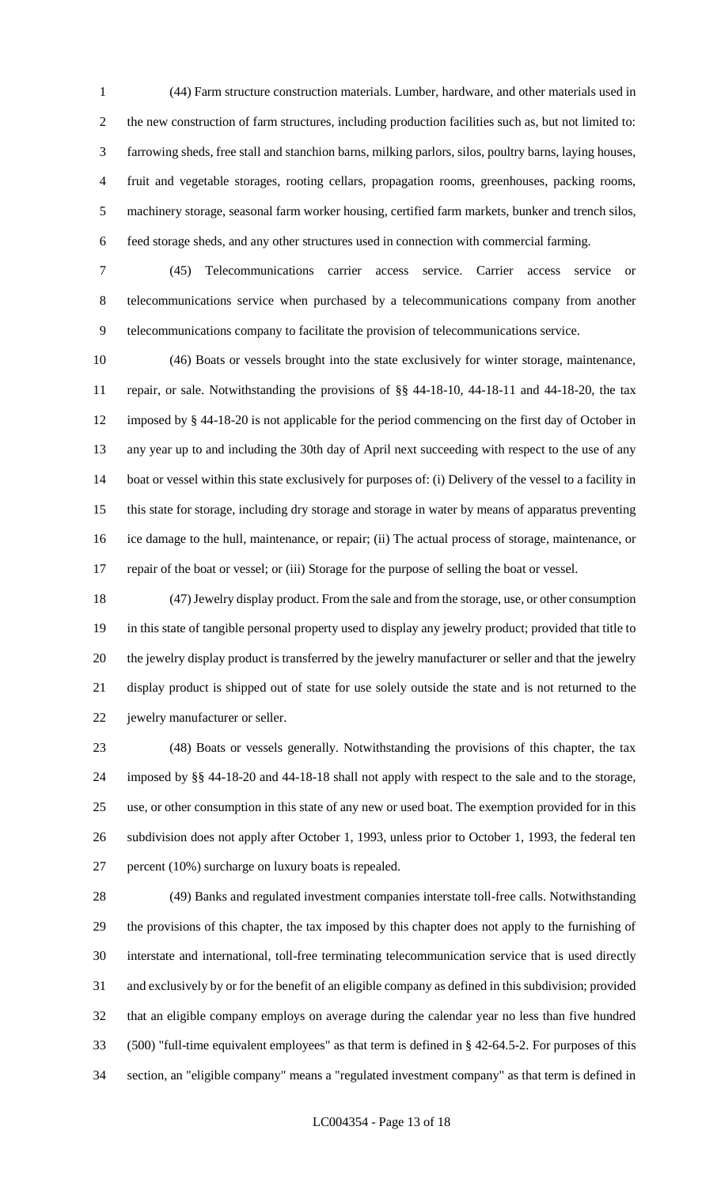(44) Farm structure construction materials. Lumber, hardware, and other materials used in the new construction of farm structures, including production facilities such as, but not limited to: farrowing sheds, free stall and stanchion barns, milking parlors, silos, poultry barns, laying houses, fruit and vegetable storages, rooting cellars, propagation rooms, greenhouses, packing rooms, machinery storage, seasonal farm worker housing, certified farm markets, bunker and trench silos, feed storage sheds, and any other structures used in connection with commercial farming.

(45) Telecommunications carrier access service. Carrier access service or telecommunications service when purchased by a telecommunications company from another telecommunications company to facilitate the provision of telecommunications service.

(46) Boats or vessels brought into the state exclusively for winter storage, maintenance, repair, or sale. Notwithstanding the provisions of §§ 44-18-10, 44-18-11 and 44-18-20, the tax imposed by § 44-18-20 is not applicable for the period commencing on the first day of October in any year up to and including the 30th day of April next succeeding with respect to the use of any boat or vessel within this state exclusively for purposes of: (i) Delivery of the vessel to a facility in this state for storage, including dry storage and storage in water by means of apparatus preventing ice damage to the hull, maintenance, or repair; (ii) The actual process of storage, maintenance, or repair of the boat or vessel; or (iii) Storage for the purpose of selling the boat or vessel.

(47) Jewelry display product. From the sale and from the storage, use, or other consumption in this state of tangible personal property used to display any jewelry product; provided that title to the jewelry display product is transferred by the jewelry manufacturer or seller and that the jewelry display product is shipped out of state for use solely outside the state and is not returned to the jewelry manufacturer or seller.

(48) Boats or vessels generally. Notwithstanding the provisions of this chapter, the tax imposed by §§ 44-18-20 and 44-18-18 shall not apply with respect to the sale and to the storage, use, or other consumption in this state of any new or used boat. The exemption provided for in this subdivision does not apply after October 1, 1993, unless prior to October 1, 1993, the federal ten percent (10%) surcharge on luxury boats is repealed.

(49) Banks and regulated investment companies interstate toll-free calls. Notwithstanding the provisions of this chapter, the tax imposed by this chapter does not apply to the furnishing of interstate and international, toll-free terminating telecommunication service that is used directly and exclusively by or for the benefit of an eligible company as defined in this subdivision; provided that an eligible company employs on average during the calendar year no less than five hundred (500) "full-time equivalent employees" as that term is defined in § 42-64.5-2. For purposes of this section, an "eligible company" means a "regulated investment company" as that term is defined in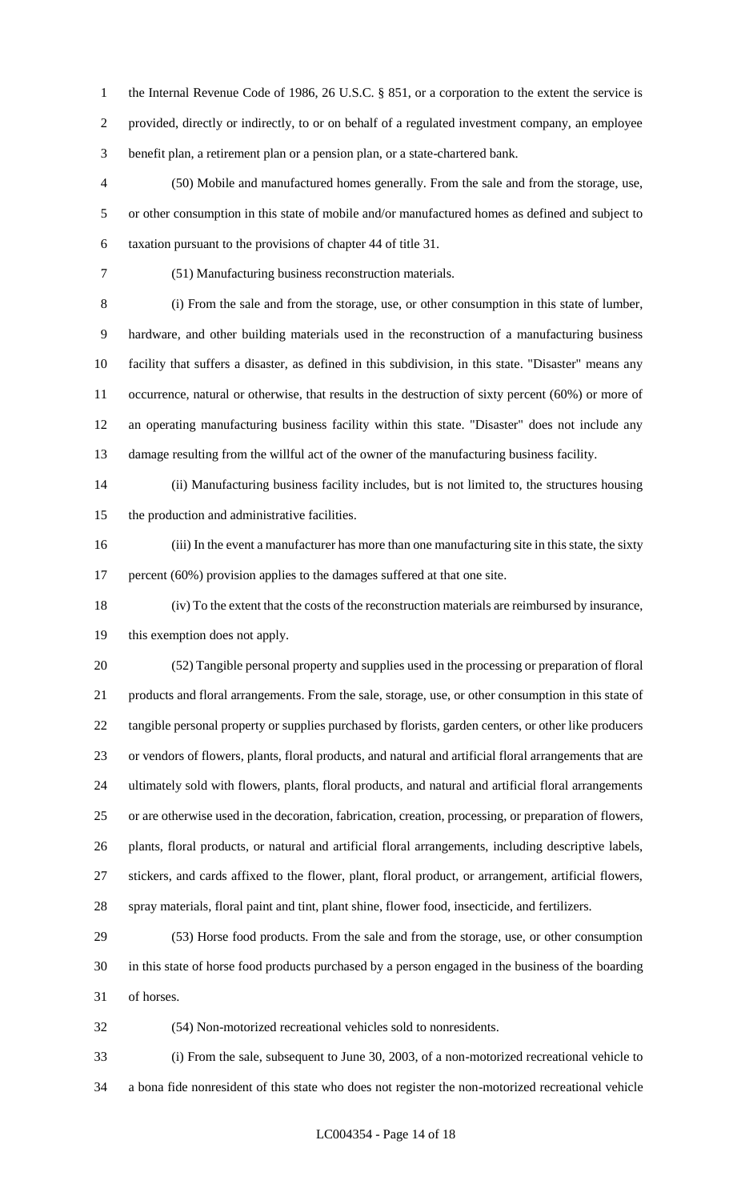the Internal Revenue Code of 1986, 26 U.S.C. § 851, or a corporation to the extent the service is provided, directly or indirectly, to or on behalf of a regulated investment company, an employee benefit plan, a retirement plan or a pension plan, or a state-chartered bank.

(50) Mobile and manufactured homes generally. From the sale and from the storage, use, or other consumption in this state of mobile and/or manufactured homes as defined and subject to taxation pursuant to the provisions of chapter 44 of title 31.

(51) Manufacturing business reconstruction materials.

(i) From the sale and from the storage, use, or other consumption in this state of lumber, hardware, and other building materials used in the reconstruction of a manufacturing business facility that suffers a disaster, as defined in this subdivision, in this state. "Disaster" means any occurrence, natural or otherwise, that results in the destruction of sixty percent (60%) or more of an operating manufacturing business facility within this state. "Disaster" does not include any damage resulting from the willful act of the owner of the manufacturing business facility.

(ii) Manufacturing business facility includes, but is not limited to, the structures housing the production and administrative facilities.

(iii) In the event a manufacturer has more than one manufacturing site in this state, the sixty percent (60%) provision applies to the damages suffered at that one site.

(iv) To the extent that the costs of the reconstruction materials are reimbursed by insurance, this exemption does not apply.

(52) Tangible personal property and supplies used in the processing or preparation of floral products and floral arrangements. From the sale, storage, use, or other consumption in this state of tangible personal property or supplies purchased by florists, garden centers, or other like producers or vendors of flowers, plants, floral products, and natural and artificial floral arrangements that are ultimately sold with flowers, plants, floral products, and natural and artificial floral arrangements or are otherwise used in the decoration, fabrication, creation, processing, or preparation of flowers, plants, floral products, or natural and artificial floral arrangements, including descriptive labels, stickers, and cards affixed to the flower, plant, floral product, or arrangement, artificial flowers, spray materials, floral paint and tint, plant shine, flower food, insecticide, and fertilizers.

(53) Horse food products. From the sale and from the storage, use, or other consumption in this state of horse food products purchased by a person engaged in the business of the boarding of horses.

(54) Non-motorized recreational vehicles sold to nonresidents.

(i) From the sale, subsequent to June 30, 2003, of a non-motorized recreational vehicle to a bona fide nonresident of this state who does not register the non-motorized recreational vehicle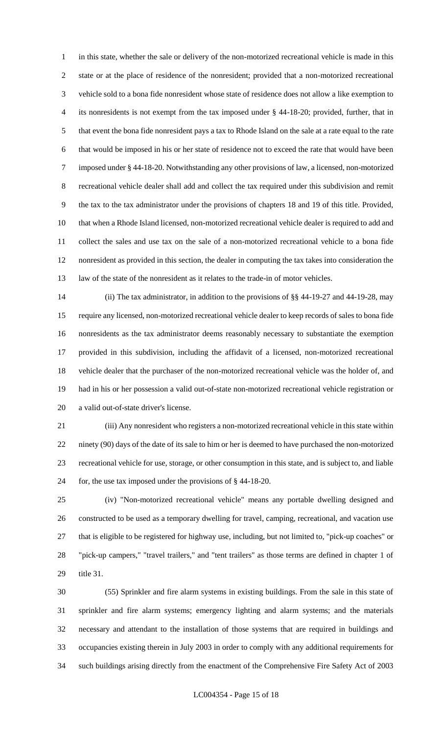in this state, whether the sale or delivery of the non-motorized recreational vehicle is made in this state or at the place of residence of the nonresident; provided that a non-motorized recreational vehicle sold to a bona fide nonresident whose state of residence does not allow a like exemption to its nonresidents is not exempt from the tax imposed under § 44-18-20; provided, further, that in that event the bona fide nonresident pays a tax to Rhode Island on the sale at a rate equal to the rate that would be imposed in his or her state of residence not to exceed the rate that would have been imposed under § 44-18-20. Notwithstanding any other provisions of law, a licensed, non-motorized recreational vehicle dealer shall add and collect the tax required under this subdivision and remit the tax to the tax administrator under the provisions of chapters 18 and 19 of this title. Provided, that when a Rhode Island licensed, non-motorized recreational vehicle dealer is required to add and collect the sales and use tax on the sale of a non-motorized recreational vehicle to a bona fide nonresident as provided in this section, the dealer in computing the tax takes into consideration the law of the state of the nonresident as it relates to the trade-in of motor vehicles.

(ii) The tax administrator, in addition to the provisions of §§ 44-19-27 and 44-19-28, may require any licensed, non-motorized recreational vehicle dealer to keep records of sales to bona fide nonresidents as the tax administrator deems reasonably necessary to substantiate the exemption provided in this subdivision, including the affidavit of a licensed, non-motorized recreational vehicle dealer that the purchaser of the non-motorized recreational vehicle was the holder of, and had in his or her possession a valid out-of-state non-motorized recreational vehicle registration or a valid out-of-state driver's license.

(iii) Any nonresident who registers a non-motorized recreational vehicle in this state within ninety (90) days of the date of its sale to him or her is deemed to have purchased the non-motorized recreational vehicle for use, storage, or other consumption in this state, and is subject to, and liable for, the use tax imposed under the provisions of § 44-18-20.

(iv) "Non-motorized recreational vehicle" means any portable dwelling designed and constructed to be used as a temporary dwelling for travel, camping, recreational, and vacation use that is eligible to be registered for highway use, including, but not limited to, "pick-up coaches" or "pick-up campers," "travel trailers," and "tent trailers" as those terms are defined in chapter 1 of title 31.

(55) Sprinkler and fire alarm systems in existing buildings. From the sale in this state of sprinkler and fire alarm systems; emergency lighting and alarm systems; and the materials necessary and attendant to the installation of those systems that are required in buildings and occupancies existing therein in July 2003 in order to comply with any additional requirements for such buildings arising directly from the enactment of the Comprehensive Fire Safety Act of 2003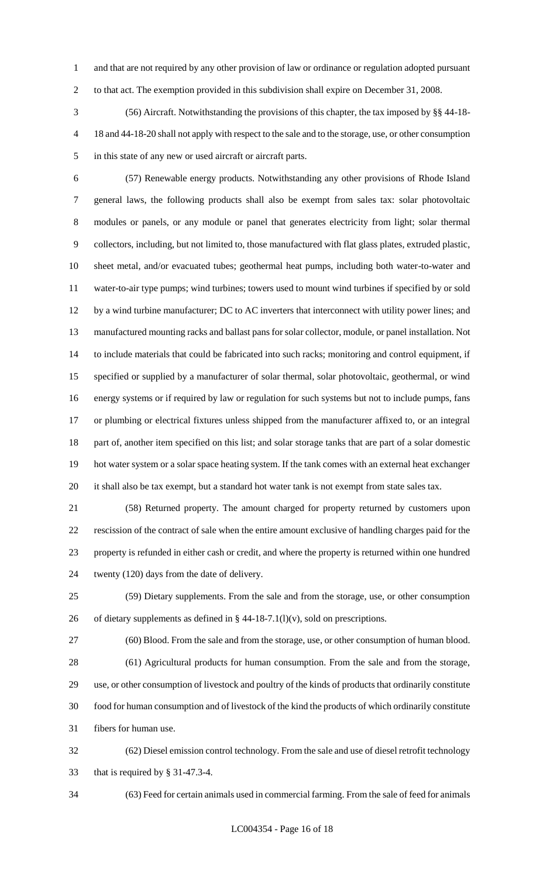and that are not required by any other provision of law or ordinance or regulation adopted pursuant to that act. The exemption provided in this subdivision shall expire on December 31, 2008.

(56) Aircraft. Notwithstanding the provisions of this chapter, the tax imposed by §§ 44-18-18 and 44-18-20 shall not apply with respect to the sale and to the storage, use, or other consumption in this state of any new or used aircraft or aircraft parts.

(57) Renewable energy products. Notwithstanding any other provisions of Rhode Island general laws, the following products shall also be exempt from sales tax: solar photovoltaic modules or panels, or any module or panel that generates electricity from light; solar thermal collectors, including, but not limited to, those manufactured with flat glass plates, extruded plastic, sheet metal, and/or evacuated tubes; geothermal heat pumps, including both water-to-water and water-to-air type pumps; wind turbines; towers used to mount wind turbines if specified by or sold by a wind turbine manufacturer; DC to AC inverters that interconnect with utility power lines; and manufactured mounting racks and ballast pans for solar collector, module, or panel installation. Not to include materials that could be fabricated into such racks; monitoring and control equipment, if specified or supplied by a manufacturer of solar thermal, solar photovoltaic, geothermal, or wind energy systems or if required by law or regulation for such systems but not to include pumps, fans or plumbing or electrical fixtures unless shipped from the manufacturer affixed to, or an integral part of, another item specified on this list; and solar storage tanks that are part of a solar domestic hot water system or a solar space heating system. If the tank comes with an external heat exchanger it shall also be tax exempt, but a standard hot water tank is not exempt from state sales tax.

(58) Returned property. The amount charged for property returned by customers upon rescission of the contract of sale when the entire amount exclusive of handling charges paid for the property is refunded in either cash or credit, and where the property is returned within one hundred twenty (120) days from the date of delivery.

(59) Dietary supplements. From the sale and from the storage, use, or other consumption of dietary supplements as defined in § 44-18-7.1(l)(v), sold on prescriptions.

(60) Blood. From the sale and from the storage, use, or other consumption of human blood.

(61) Agricultural products for human consumption. From the sale and from the storage, use, or other consumption of livestock and poultry of the kinds of products that ordinarily constitute food for human consumption and of livestock of the kind the products of which ordinarily constitute fibers for human use.

(62) Diesel emission control technology. From the sale and use of diesel retrofit technology that is required by § 31-47.3-4.

(63) Feed for certain animals used in commercial farming. From the sale of feed for animals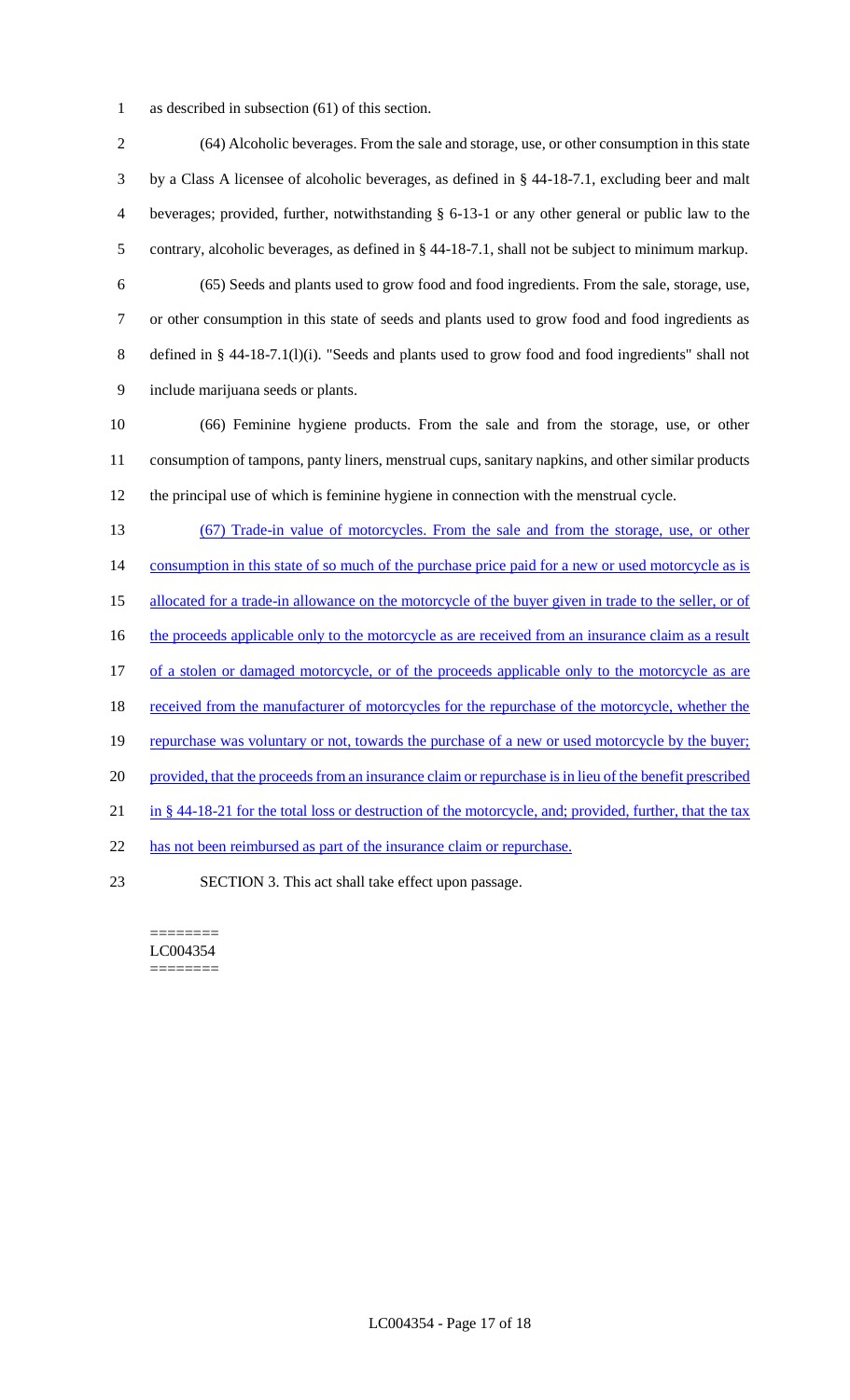as described in subsection (61) of this section.

(64) Alcoholic beverages. From the sale and storage, use, or other consumption in this state by a Class A licensee of alcoholic beverages, as defined in § 44-18-7.1, excluding beer and malt beverages; provided, further, notwithstanding § 6-13-1 or any other general or public law to the contrary, alcoholic beverages, as defined in § 44-18-7.1, shall not be subject to minimum markup.

(65) Seeds and plants used to grow food and food ingredients. From the sale, storage, use, or other consumption in this state of seeds and plants used to grow food and food ingredients as defined in § 44-18-7.1(l)(i). "Seeds and plants used to grow food and food ingredients" shall not include marijuana seeds or plants.

(66) Feminine hygiene products. From the sale and from the storage, use, or other consumption of tampons, panty liners, menstrual cups, sanitary napkins, and other similar products the principal use of which is feminine hygiene in connection with the menstrual cycle.

(67) Trade-in value of motorcycles. From the sale and from the storage, use, or other consumption in this state of so much of the purchase price paid for a new or used motorcycle as is allocated for a trade-in allowance on the motorcycle of the buyer given in trade to the seller, or of the proceeds applicable only to the motorcycle as are received from an insurance claim as a result of a stolen or damaged motorcycle, or of the proceeds applicable only to the motorcycle as are received from the manufacturer of motorcycles for the repurchase of the motorcycle, whether the repurchase was voluntary or not, towards the purchase of a new or used motorcycle by the buyer; provided, that the proceeds from an insurance claim or repurchase is in lieu of the benefit prescribed in § 44-18-21 for the total loss or destruction of the motorcycle, and; provided, further, that the tax has not been reimbursed as part of the insurance claim or repurchase.

SECTION 3. This act shall take effect upon passage.

========
LC004354
========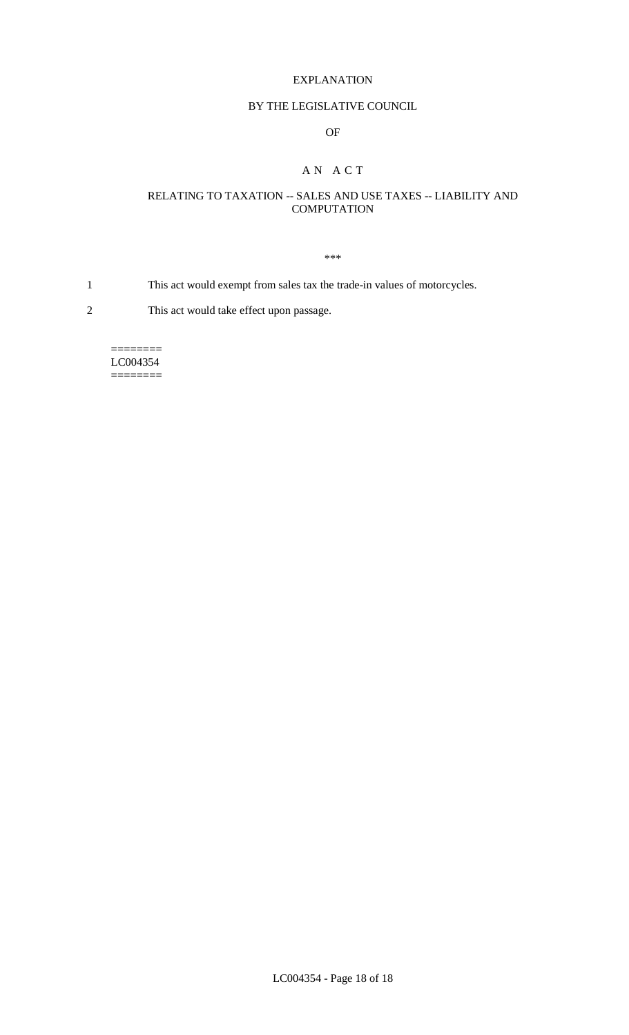EXPLANATION

BY THE LEGISLATIVE COUNCIL

OF

A N A C T

RELATING TO TAXATION -- SALES AND USE TAXES -- LIABILITY AND COMPUTATION

\*\*\*

1 This act would exempt from sales tax the trade-in values of motorcycles.

2 This act would take effect upon passage.

========
LC004354
========